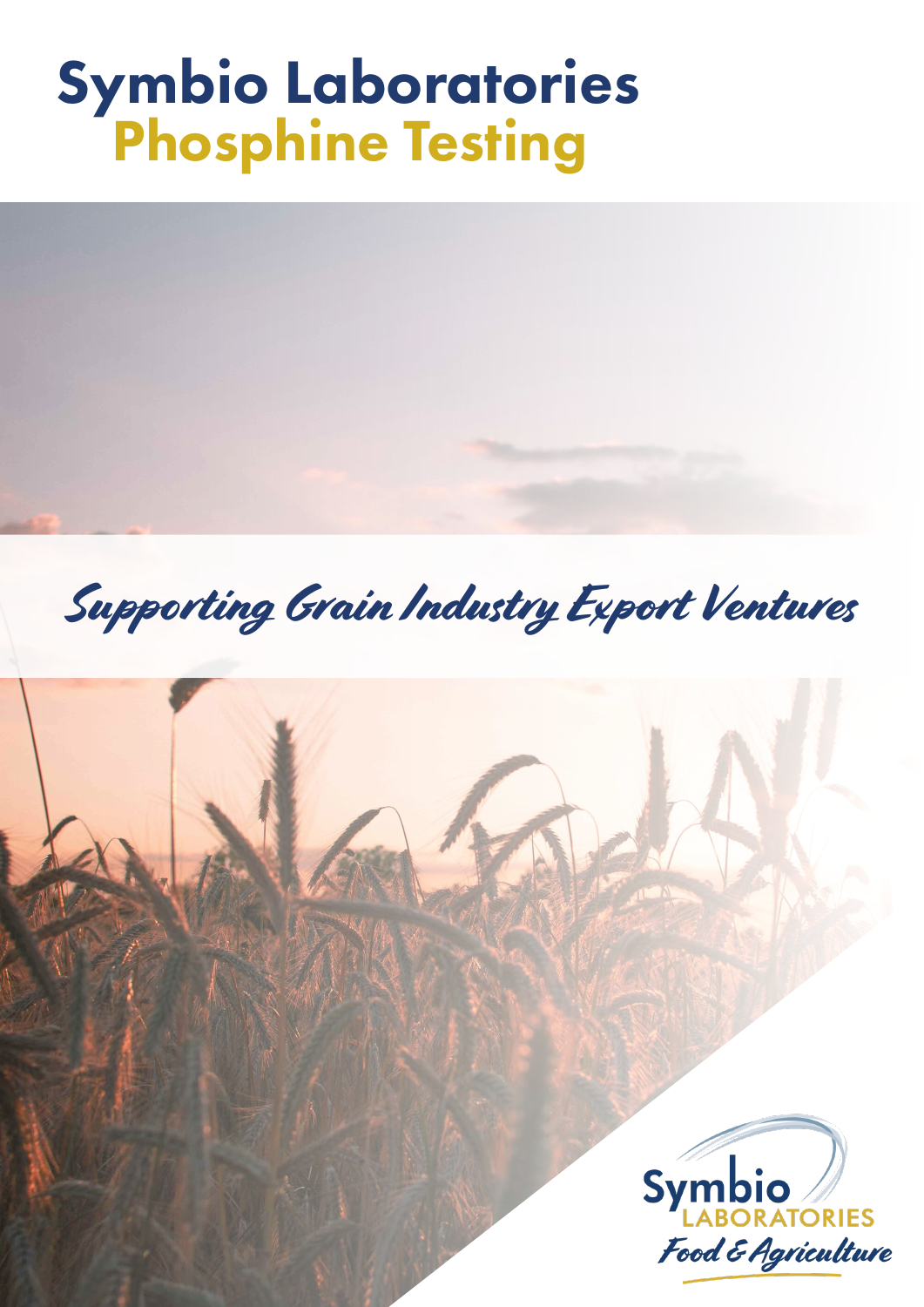# Symbio Laboratories
## Phosphine Testing

*Supporting Grain Industry Export Ventures*

Symbio LABORATORIES *Food & Agriculture*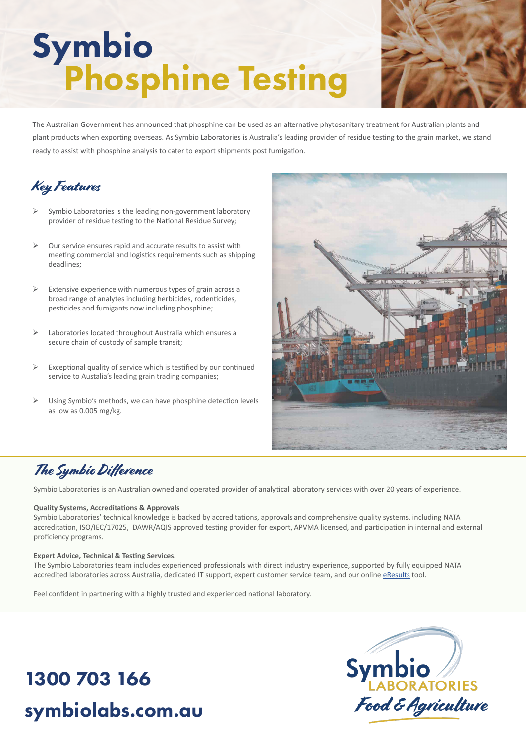# Symbio Phosphine Testing

The Australian Government has announced that phosphine can be used as an alternative phytosanitary treatment for Australian plants and plant products when exporting overseas. As Symbio Laboratories is Australia's leading provider of residue testing to the grain market, we stand ready to assist with phosphine analysis to cater to export shipments post fumigation.

## Key Features

- Symbio Laboratories is the leading non-government laboratory provider of residue testing to the National Residue Survey;
- Our service ensures rapid and accurate results to assist with meeting commercial and logistics requirements such as shipping deadlines;
- Extensive experience with numerous types of grain across a broad range of analytes including herbicides, rodenticides, pesticides and fumigants now including phosphine;
- Laboratories located throughout Australia which ensures a secure chain of custody of sample transit;
- Exceptional quality of service which is testified by our continued service to Austalia's leading grain trading companies;
- Using Symbio's methods, we can have phosphine detection levels as low as 0.005 mg/kg.

## The Symbio Difference

Symbio Laboratories is an Australian owned and operated provider of analytical laboratory services with over 20 years of experience.

**Quality Systems, Accreditations & Approvals**

Symbio Laboratories' technical knowledge is backed by accreditations, approvals and comprehensive quality systems, including NATA accreditation, ISO/IEC/17025, DAWR/AQIS approved testing provider for export, APVMA licensed, and participation in internal and external proficiency programs.

**Expert Advice, Technical & Testing Services.**

The Symbio Laboratories team includes experienced professionals with direct industry experience, supported by fully equipped NATA accredited laboratories across Australia, dedicated IT support, expert customer service team, and our online eResults tool.

Feel confident in partnering with a highly trusted and experienced national laboratory.

**1300 703 166**

**symbiolabs.com.au**

Symbio LABORATORIES Food & Agriculture